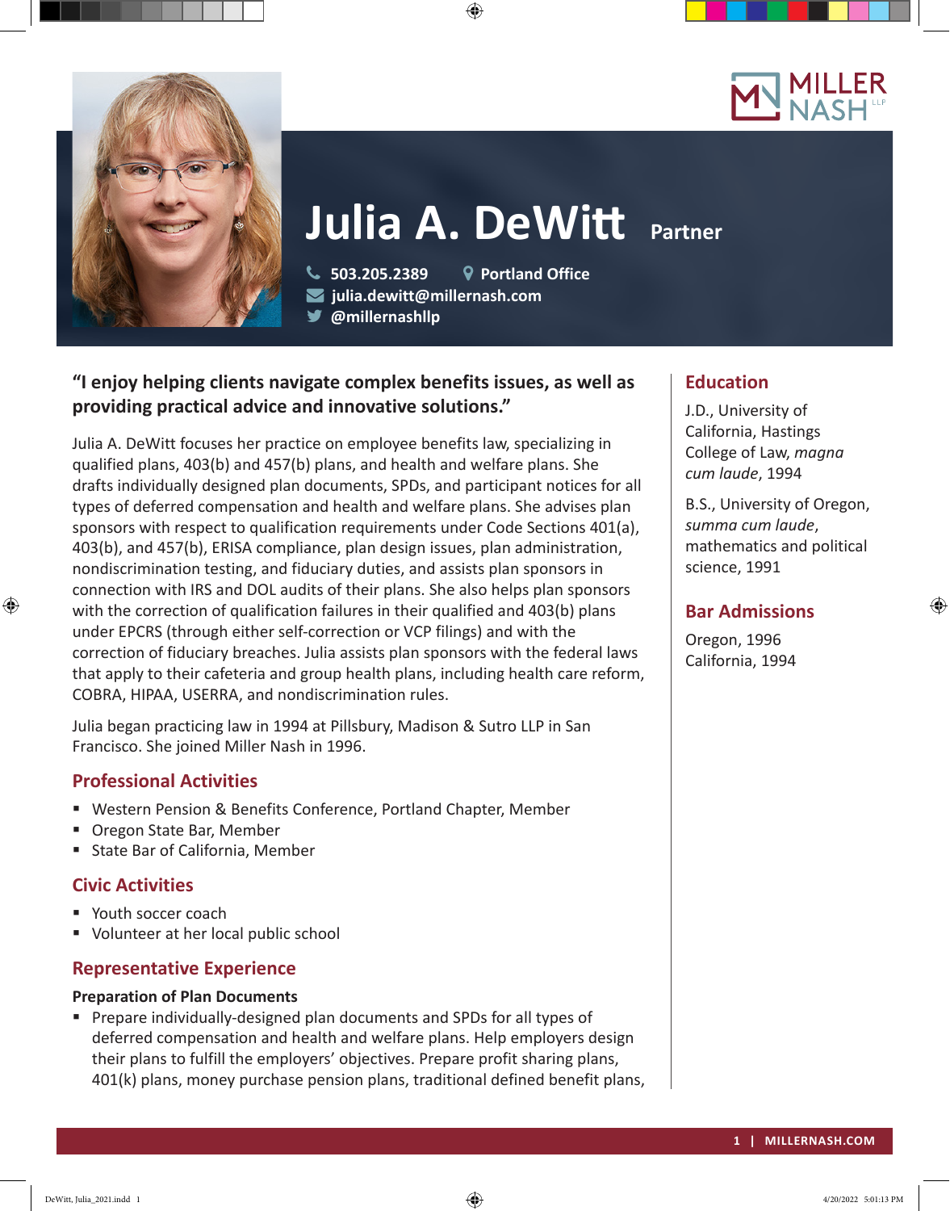# Julia A. DeWitt

Partner

503.205.2389 | Portland Office
julia.dewitt@millernash.com
@millernashllp

**"I enjoy helping clients navigate complex benefits issues, as well as providing practical advice and innovative solutions."**

Julia A. DeWitt focuses her practice on employee benefits law, specializing in qualified plans, 403(b) and 457(b) plans, and health and welfare plans. She drafts individually designed plan documents, SPDs, and participant notices for all types of deferred compensation and health and welfare plans. She advises plan sponsors with respect to qualification requirements under Code Sections 401(a), 403(b), and 457(b), ERISA compliance, plan design issues, plan administration, nondiscrimination testing, and fiduciary duties, and assists plan sponsors in connection with IRS and DOL audits of their plans. She also helps plan sponsors with the correction of qualification failures in their qualified and 403(b) plans under EPCRS (through either self-correction or VCP filings) and with the correction of fiduciary breaches. Julia assists plan sponsors with the federal laws that apply to their cafeteria and group health plans, including health care reform, COBRA, HIPAA, USERRA, and nondiscrimination rules.

Julia began practicing law in 1994 at Pillsbury, Madison & Sutro LLP in San Francisco. She joined Miller Nash in 1996.

## Professional Activities

- Western Pension & Benefits Conference, Portland Chapter, Member
- Oregon State Bar, Member
- State Bar of California, Member

## Civic Activities

- Youth soccer coach
- Volunteer at her local public school

## Representative Experience

**Preparation of Plan Documents**

- Prepare individually-designed plan documents and SPDs for all types of deferred compensation and health and welfare plans. Help employers design their plans to fulfill the employers' objectives. Prepare profit sharing plans, 401(k) plans, money purchase pension plans, traditional defined benefit plans,

## Education

J.D., University of California, Hastings College of Law, *magna cum laude*, 1994

B.S., University of Oregon, *summa cum laude*, mathematics and political science, 1991

## Bar Admissions

Oregon, 1996
California, 1994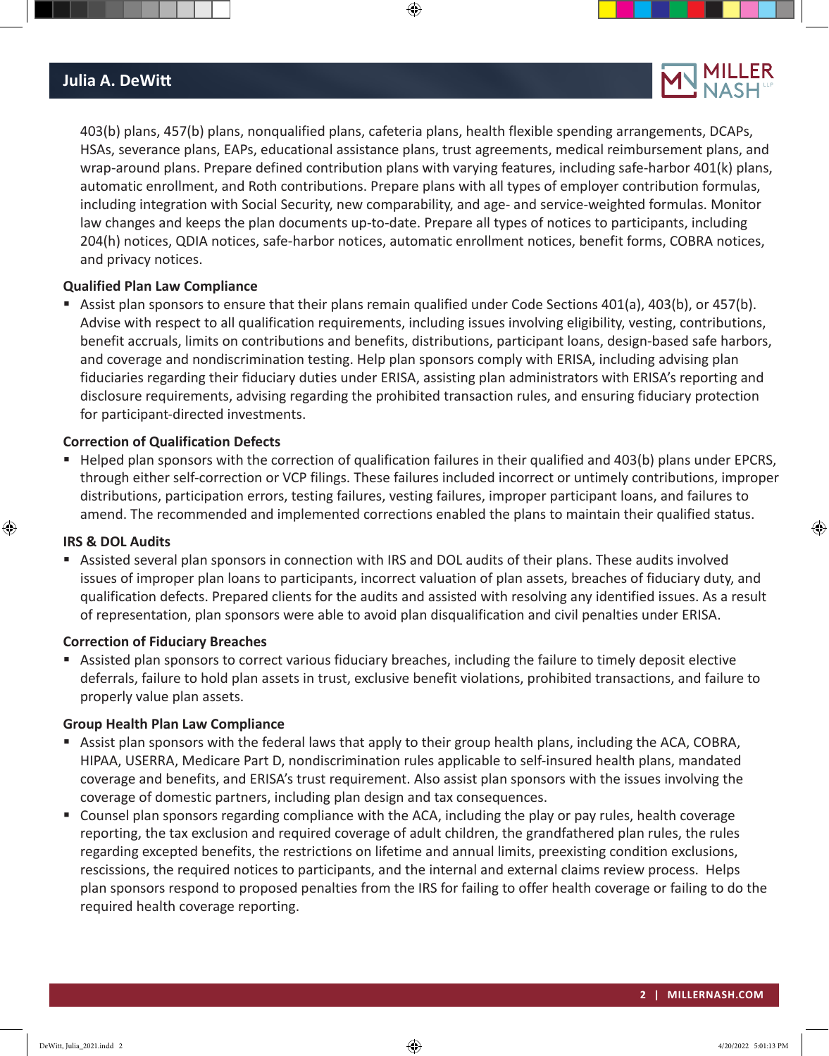403(b) plans, 457(b) plans, nonqualified plans, cafeteria plans, health flexible spending arrangements, DCAPs, HSAs, severance plans, EAPs, educational assistance plans, trust agreements, medical reimbursement plans, and wrap-around plans. Prepare defined contribution plans with varying features, including safe-harbor 401(k) plans, automatic enrollment, and Roth contributions. Prepare plans with all types of employer contribution formulas, including integration with Social Security, new comparability, and age- and service-weighted formulas. Monitor law changes and keeps the plan documents up-to-date. Prepare all types of notices to participants, including 204(h) notices, QDIA notices, safe-harbor notices, automatic enrollment notices, benefit forms, COBRA notices, and privacy notices.

**Qualified Plan Law Compliance**

- Assist plan sponsors to ensure that their plans remain qualified under Code Sections 401(a), 403(b), or 457(b). Advise with respect to all qualification requirements, including issues involving eligibility, vesting, contributions, benefit accruals, limits on contributions and benefits, distributions, participant loans, design-based safe harbors, and coverage and nondiscrimination testing. Help plan sponsors comply with ERISA, including advising plan fiduciaries regarding their fiduciary duties under ERISA, assisting plan administrators with ERISA's reporting and disclosure requirements, advising regarding the prohibited transaction rules, and ensuring fiduciary protection for participant-directed investments.

**Correction of Qualification Defects**

- Helped plan sponsors with the correction of qualification failures in their qualified and 403(b) plans under EPCRS, through either self-correction or VCP filings. These failures included incorrect or untimely contributions, improper distributions, participation errors, testing failures, vesting failures, improper participant loans, and failures to amend. The recommended and implemented corrections enabled the plans to maintain their qualified status.

**IRS & DOL Audits**

- Assisted several plan sponsors in connection with IRS and DOL audits of their plans. These audits involved issues of improper plan loans to participants, incorrect valuation of plan assets, breaches of fiduciary duty, and qualification defects. Prepared clients for the audits and assisted with resolving any identified issues. As a result of representation, plan sponsors were able to avoid plan disqualification and civil penalties under ERISA.

**Correction of Fiduciary Breaches**

- Assisted plan sponsors to correct various fiduciary breaches, including the failure to timely deposit elective deferrals, failure to hold plan assets in trust, exclusive benefit violations, prohibited transactions, and failure to properly value plan assets.

**Group Health Plan Law Compliance**

- Assist plan sponsors with the federal laws that apply to their group health plans, including the ACA, COBRA, HIPAA, USERRA, Medicare Part D, nondiscrimination rules applicable to self-insured health plans, mandated coverage and benefits, and ERISA's trust requirement. Also assist plan sponsors with the issues involving the coverage of domestic partners, including plan design and tax consequences.
- Counsel plan sponsors regarding compliance with the ACA, including the play or pay rules, health coverage reporting, the tax exclusion and required coverage of adult children, the grandfathered plan rules, the rules regarding excepted benefits, the restrictions on lifetime and annual limits, preexisting condition exclusions, rescissions, the required notices to participants, and the internal and external claims review process. Helps plan sponsors respond to proposed penalties from the IRS for failing to offer health coverage or failing to do the required health coverage reporting.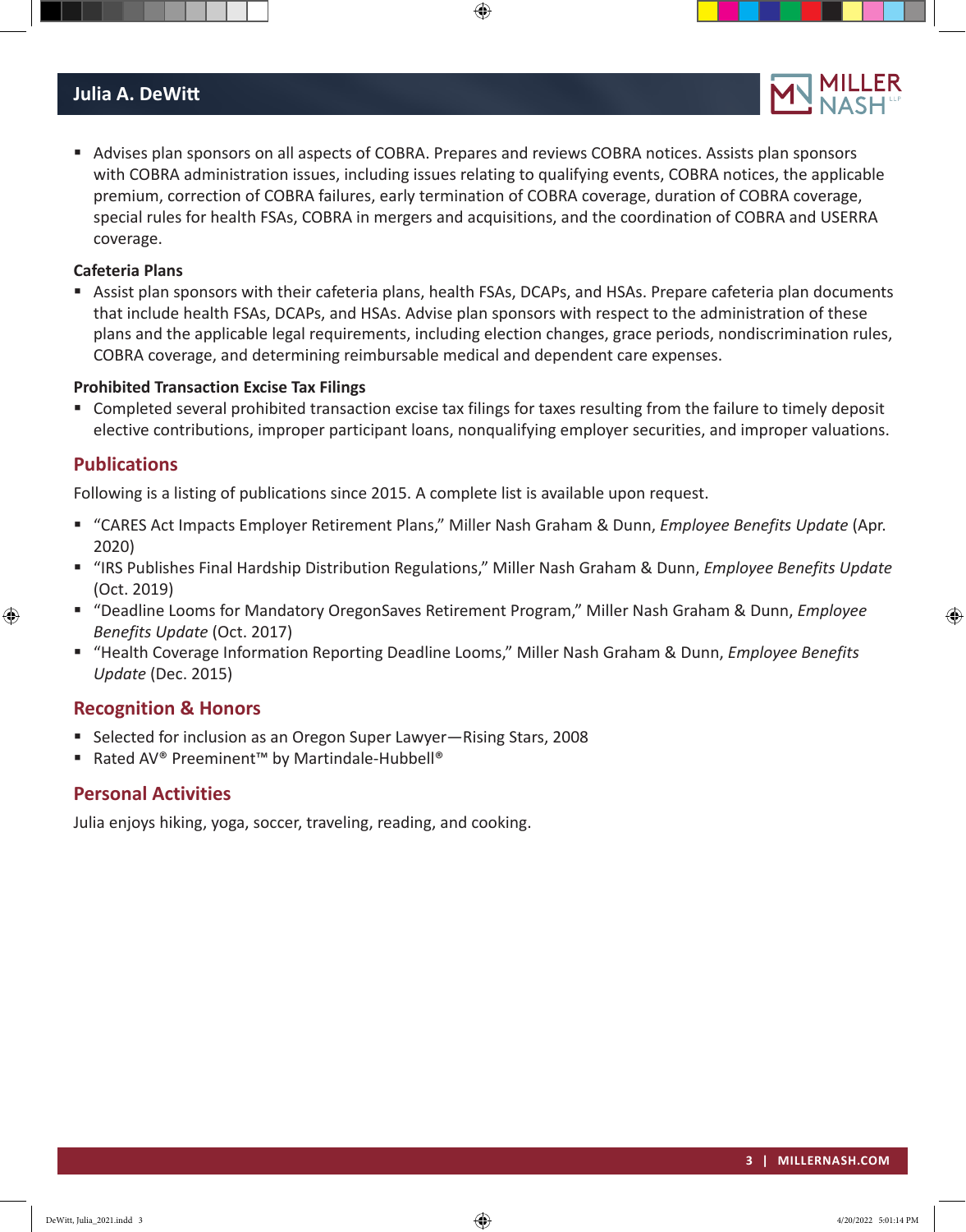- Advises plan sponsors on all aspects of COBRA. Prepares and reviews COBRA notices. Assists plan sponsors with COBRA administration issues, including issues relating to qualifying events, COBRA notices, the applicable premium, correction of COBRA failures, early termination of COBRA coverage, duration of COBRA coverage, special rules for health FSAs, COBRA in mergers and acquisitions, and the coordination of COBRA and USERRA coverage.

**Cafeteria Plans**

- Assist plan sponsors with their cafeteria plans, health FSAs, DCAPs, and HSAs. Prepare cafeteria plan documents that include health FSAs, DCAPs, and HSAs. Advise plan sponsors with respect to the administration of these plans and the applicable legal requirements, including election changes, grace periods, nondiscrimination rules, COBRA coverage, and determining reimbursable medical and dependent care expenses.

**Prohibited Transaction Excise Tax Filings**

- Completed several prohibited transaction excise tax filings for taxes resulting from the failure to timely deposit elective contributions, improper participant loans, nonqualifying employer securities, and improper valuations.

## Publications

Following is a listing of publications since 2015. A complete list is available upon request.

- "CARES Act Impacts Employer Retirement Plans," Miller Nash Graham & Dunn, *Employee Benefits Update* (Apr. 2020)
- "IRS Publishes Final Hardship Distribution Regulations," Miller Nash Graham & Dunn, *Employee Benefits Update* (Oct. 2019)
- "Deadline Looms for Mandatory OregonSaves Retirement Program," Miller Nash Graham & Dunn, *Employee Benefits Update* (Oct. 2017)
- "Health Coverage Information Reporting Deadline Looms," Miller Nash Graham & Dunn, *Employee Benefits Update* (Dec. 2015)

## Recognition & Honors

- Selected for inclusion as an Oregon Super Lawyer—Rising Stars, 2008
- Rated AV® Preeminent™ by Martindale-Hubbell®

## Personal Activities

Julia enjoys hiking, yoga, soccer, traveling, reading, and cooking.